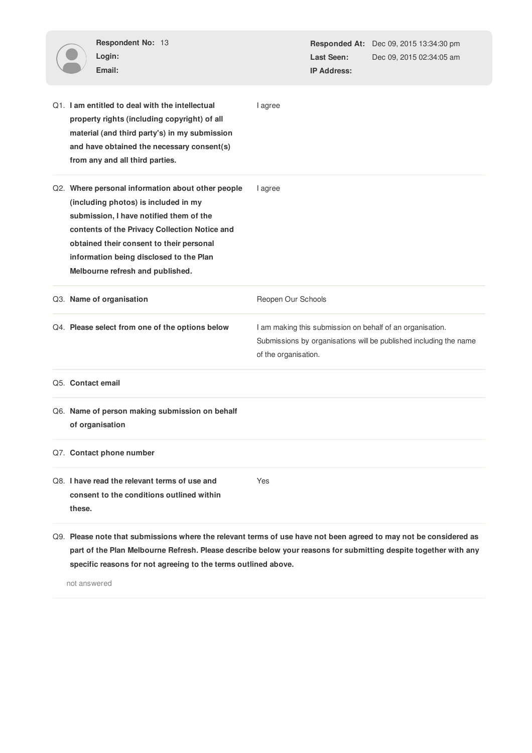| | | | |
|---|---|---|---|
| **Respondent No:** | 13 | **Responded At:** | Dec 09, 2015 13:34:30 pm |
| **Login:** | | **Last Seen:** | Dec 09, 2015 02:34:05 am |
| **Email:** | | **IP Address:** | |

| | |
|---|---|
| Q1. **I am entitled to deal with the intellectual property rights (including copyright) of all material (and third party's) in my submission and have obtained the necessary consent(s) from any and all third parties.** | I agree |
| Q2. **Where personal information about other people (including photos) is included in my submission, I have notified them of the contents of the Privacy Collection Notice and obtained their consent to their personal information being disclosed to the Plan Melbourne refresh and published.** | I agree |
| Q3. **Name of organisation** | Reopen Our Schools |
| Q4. **Please select from one of the options below** | I am making this submission on behalf of an organisation. Submissions by organisations will be published including the name of the organisation. |
| Q5. **Contact email** | |
| Q6. **Name of person making submission on behalf of organisation** | |
| Q7. **Contact phone number** | |
| Q8. **I have read the relevant terms of use and consent to the conditions outlined within these.** | Yes |

Q9. **Please note that submissions where the relevant terms of use have not been agreed to may not be considered as part of the Plan Melbourne Refresh. Please describe below your reasons for submitting despite together with any specific reasons for not agreeing to the terms outlined above.**

not answered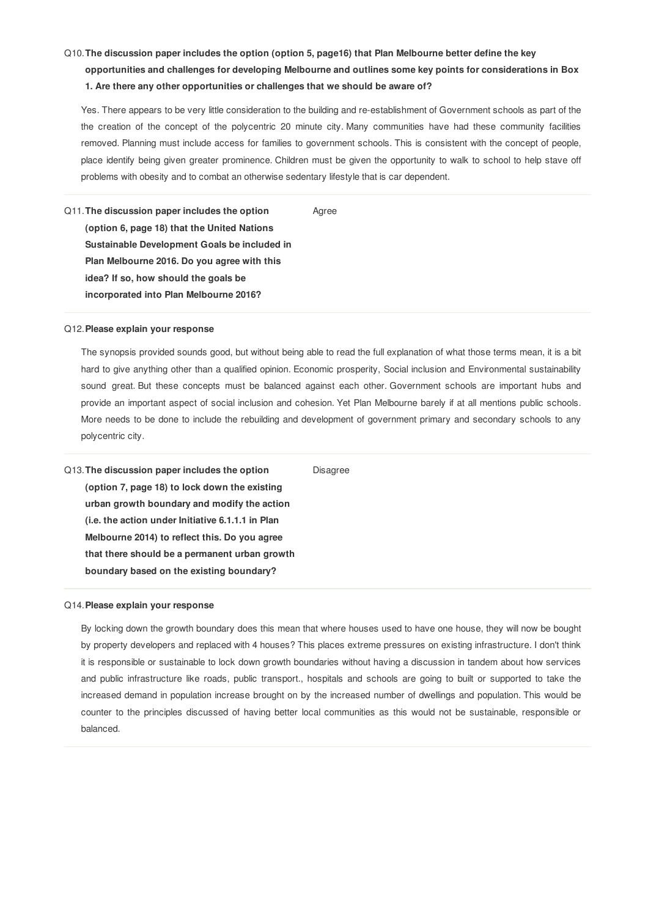Q10. **The discussion paper includes the option (option 5, page16) that Plan Melbourne better define the key opportunities and challenges for developing Melbourne and outlines some key points for considerations in Box 1. Are there any other opportunities or challenges that we should be aware of?**

Yes. There appears to be very little consideration to the building and re-establishment of Government schools as part of the the creation of the concept of the polycentric 20 minute city. Many communities have had these community facilities removed. Planning must include access for families to government schools. This is consistent with the concept of people, place identify being given greater prominence. Children must be given the opportunity to walk to school to help stave off problems with obesity and to combat an otherwise sedentary lifestyle that is car dependent.

Q11. **The discussion paper includes the option (option 6, page 18) that the United Nations Sustainable Development Goals be included in Plan Melbourne 2016. Do you agree with this idea? If so, how should the goals be incorporated into Plan Melbourne 2016?**

Agree

Q12. **Please explain your response**

The synopsis provided sounds good, but without being able to read the full explanation of what those terms mean, it is a bit hard to give anything other than a qualified opinion. Economic prosperity, Social inclusion and Environmental sustainability sound great. But these concepts must be balanced against each other. Government schools are important hubs and provide an important aspect of social inclusion and cohesion. Yet Plan Melbourne barely if at all mentions public schools. More needs to be done to include the rebuilding and development of government primary and secondary schools to any polycentric city.

Q13. **The discussion paper includes the option (option 7, page 18) to lock down the existing urban growth boundary and modify the action (i.e. the action under Initiative 6.1.1.1 in Plan Melbourne 2014) to reflect this. Do you agree that there should be a permanent urban growth boundary based on the existing boundary?**

Disagree

Q14. **Please explain your response**

By locking down the growth boundary does this mean that where houses used to have one house, they will now be bought by property developers and replaced with 4 houses? This places extreme pressures on existing infrastructure. I don't think it is responsible or sustainable to lock down growth boundaries without having a discussion in tandem about how services and public infrastructure like roads, public transport., hospitals and schools are going to built or supported to take the increased demand in population increase brought on by the increased number of dwellings and population. This would be counter to the principles discussed of having better local communities as this would not be sustainable, responsible or balanced.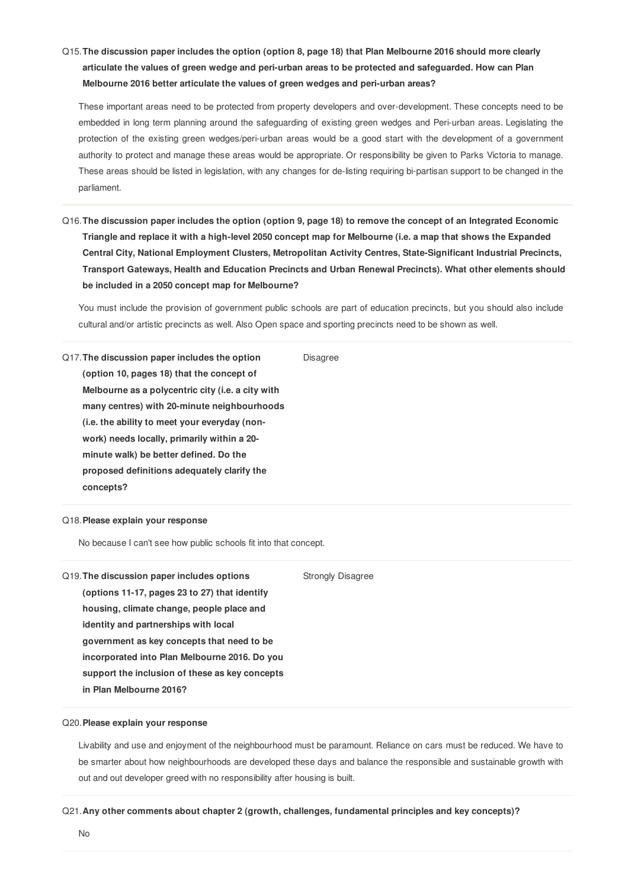**Q15. The discussion paper includes the option (option 8, page 18) that Plan Melbourne 2016 should more clearly articulate the values of green wedge and peri-urban areas to be protected and safeguarded. How can Plan Melbourne 2016 better articulate the values of green wedges and peri-urban areas?**

These important areas need to be protected from property developers and over-development. These concepts need to be embedded in long term planning around the safeguarding of existing green wedges and Peri-urban areas. Legislating the protection of the existing green wedges/peri-urban areas would be a good start with the development of a government authority to protect and manage these areas would be appropriate. Or responsibility be given to Parks Victoria to manage. These areas should be listed in legislation, with any changes for de-listing requiring bi-partisan support to be changed in the parliament.

---

**Q16. The discussion paper includes the option (option 9, page 18) to remove the concept of an Integrated Economic Triangle and replace it with a high-level 2050 concept map for Melbourne (i.e. a map that shows the Expanded Central City, National Employment Clusters, Metropolitan Activity Centres, State-Significant Industrial Precincts, Transport Gateways, Health and Education Precincts and Urban Renewal Precincts). What other elements should be included in a 2050 concept map for Melbourne?**

You must include the provision of government public schools are part of education precincts, but you should also include cultural and/or artistic precincts as well. Also Open space and sporting precincts need to be shown as well.

---

**Q17. The discussion paper includes the option (option 10, pages 18) that the concept of Melbourne as a polycentric city (i.e. a city with many centres) with 20-minute neighbourhoods (i.e. the ability to meet your everyday (non-work) needs locally, primarily within a 20-minute walk) be better defined. Do the proposed definitions adequately clarify the concepts?**

Disagree

---

**Q18. Please explain your response**

No because I can't see how public schools fit into that concept.

---

**Q19. The discussion paper includes options (options 11-17, pages 23 to 27) that identify housing, climate change, people place and identity and partnerships with local government as key concepts that need to be incorporated into Plan Melbourne 2016. Do you support the inclusion of these as key concepts in Plan Melbourne 2016?**

Strongly Disagree

---

**Q20. Please explain your response**

Livability and use and enjoyment of the neighbourhood must be paramount. Reliance on cars must be reduced. We have to be smarter about how neighbourhoods are developed these days and balance the responsible and sustainable growth with out and out developer greed with no responsibility after housing is built.

---

**Q21. Any other comments about chapter 2 (growth, challenges, fundamental principles and key concepts)?**

No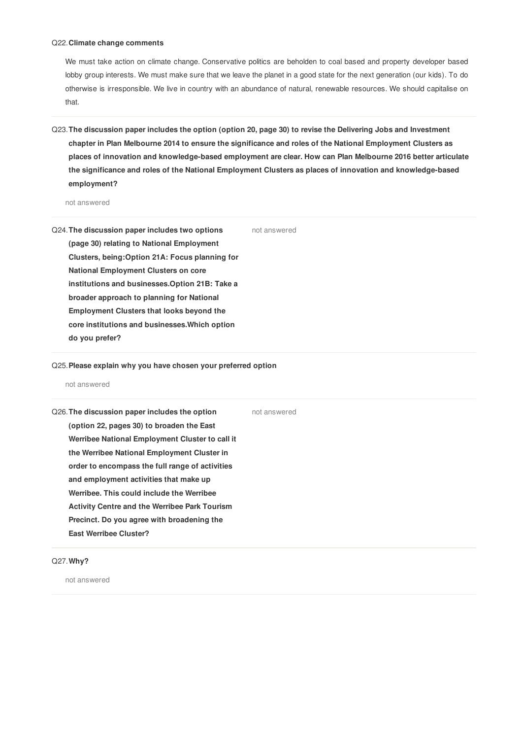Q22. **Climate change comments**

We must take action on climate change. Conservative politics are beholden to coal based and property developer based lobby group interests. We must make sure that we leave the planet in a good state for the next generation (our kids). To do otherwise is irresponsible. We live in country with an abundance of natural, renewable resources. We should capitalise on that.

Q23. **The discussion paper includes the option (option 20, page 30) to revise the Delivering Jobs and Investment chapter in Plan Melbourne 2014 to ensure the significance and roles of the National Employment Clusters as places of innovation and knowledge-based employment are clear. How can Plan Melbourne 2016 better articulate the significance and roles of the National Employment Clusters as places of innovation and knowledge-based employment?**

not answered

Q24. **The discussion paper includes two options (page 30) relating to National Employment Clusters, being:Option 21A: Focus planning for National Employment Clusters on core institutions and businesses.Option 21B: Take a broader approach to planning for National Employment Clusters that looks beyond the core institutions and businesses.Which option do you prefer?**

not answered

Q25. **Please explain why you have chosen your preferred option**

not answered

Q26. **The discussion paper includes the option (option 22, pages 30) to broaden the East Werribee National Employment Cluster to call it the Werribee National Employment Cluster in order to encompass the full range of activities and employment activities that make up Werribee. This could include the Werribee Activity Centre and the Werribee Park Tourism Precinct. Do you agree with broadening the East Werribee Cluster?**

not answered

Q27. **Why?**

not answered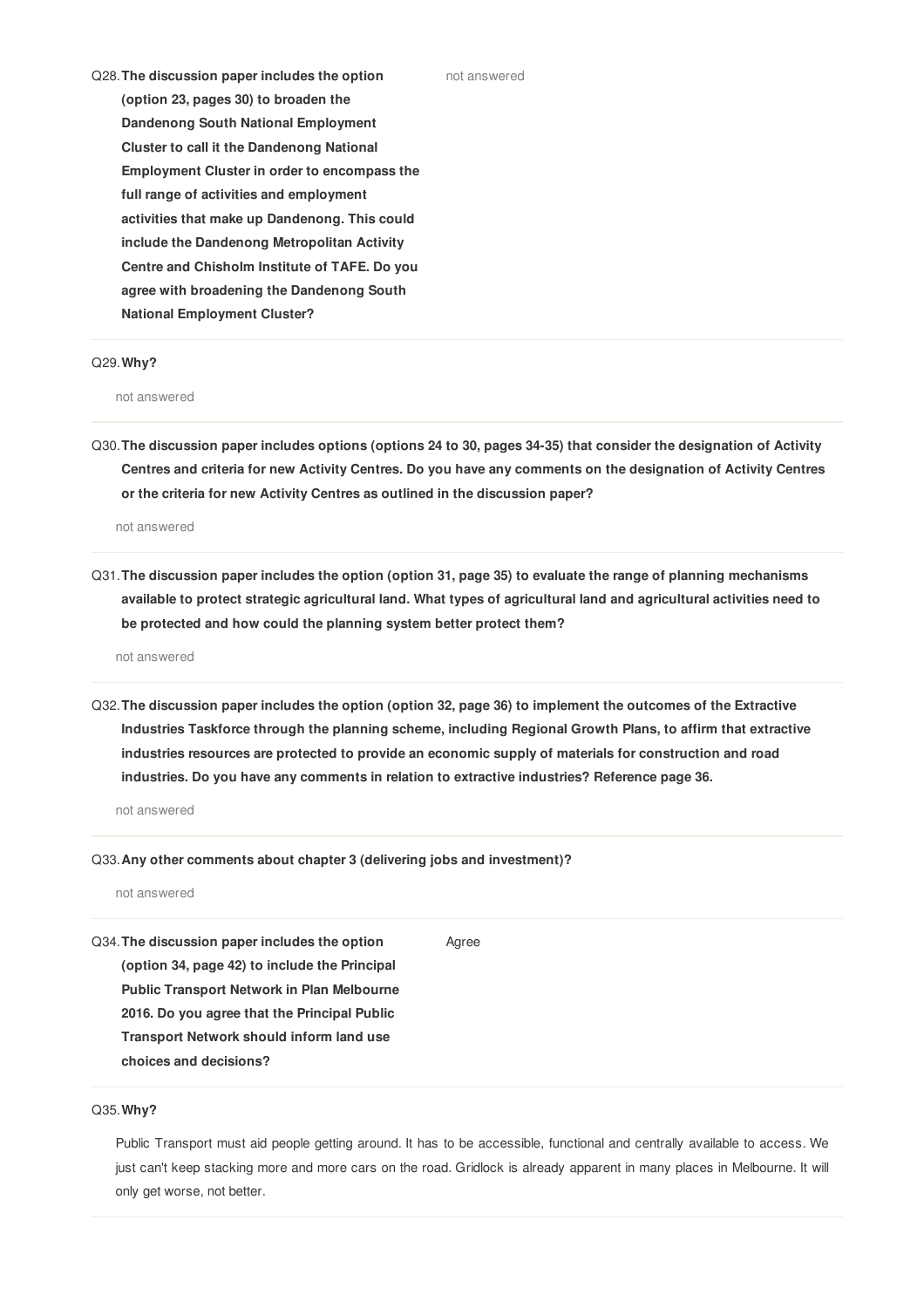Q28. **The discussion paper includes the option (option 23, pages 30) to broaden the Dandenong South National Employment Cluster to call it the Dandenong National Employment Cluster in order to encompass the full range of activities and employment activities that make up Dandenong. This could include the Dandenong Metropolitan Activity Centre and Chisholm Institute of TAFE. Do you agree with broadening the Dandenong South National Employment Cluster?**

not answered

---

Q29. **Why?**

not answered

---

Q30. **The discussion paper includes options (options 24 to 30, pages 34-35) that consider the designation of Activity Centres and criteria for new Activity Centres. Do you have any comments on the designation of Activity Centres or the criteria for new Activity Centres as outlined in the discussion paper?**

not answered

---

Q31. **The discussion paper includes the option (option 31, page 35) to evaluate the range of planning mechanisms available to protect strategic agricultural land. What types of agricultural land and agricultural activities need to be protected and how could the planning system better protect them?**

not answered

---

Q32. **The discussion paper includes the option (option 32, page 36) to implement the outcomes of the Extractive Industries Taskforce through the planning scheme, including Regional Growth Plans, to affirm that extractive industries resources are protected to provide an economic supply of materials for construction and road industries. Do you have any comments in relation to extractive industries? Reference page 36.**

not answered

---

Q33. **Any other comments about chapter 3 (delivering jobs and investment)?**

not answered

---

Q34. **The discussion paper includes the option (option 34, page 42) to include the Principal Public Transport Network in Plan Melbourne 2016. Do you agree that the Principal Public Transport Network should inform land use choices and decisions?**

Agree

---

Q35. **Why?**

Public Transport must aid people getting around. It has to be accessible, functional and centrally available to access. We just can't keep stacking more and more cars on the road. Gridlock is already apparent in many places in Melbourne. It will only get worse, not better.

---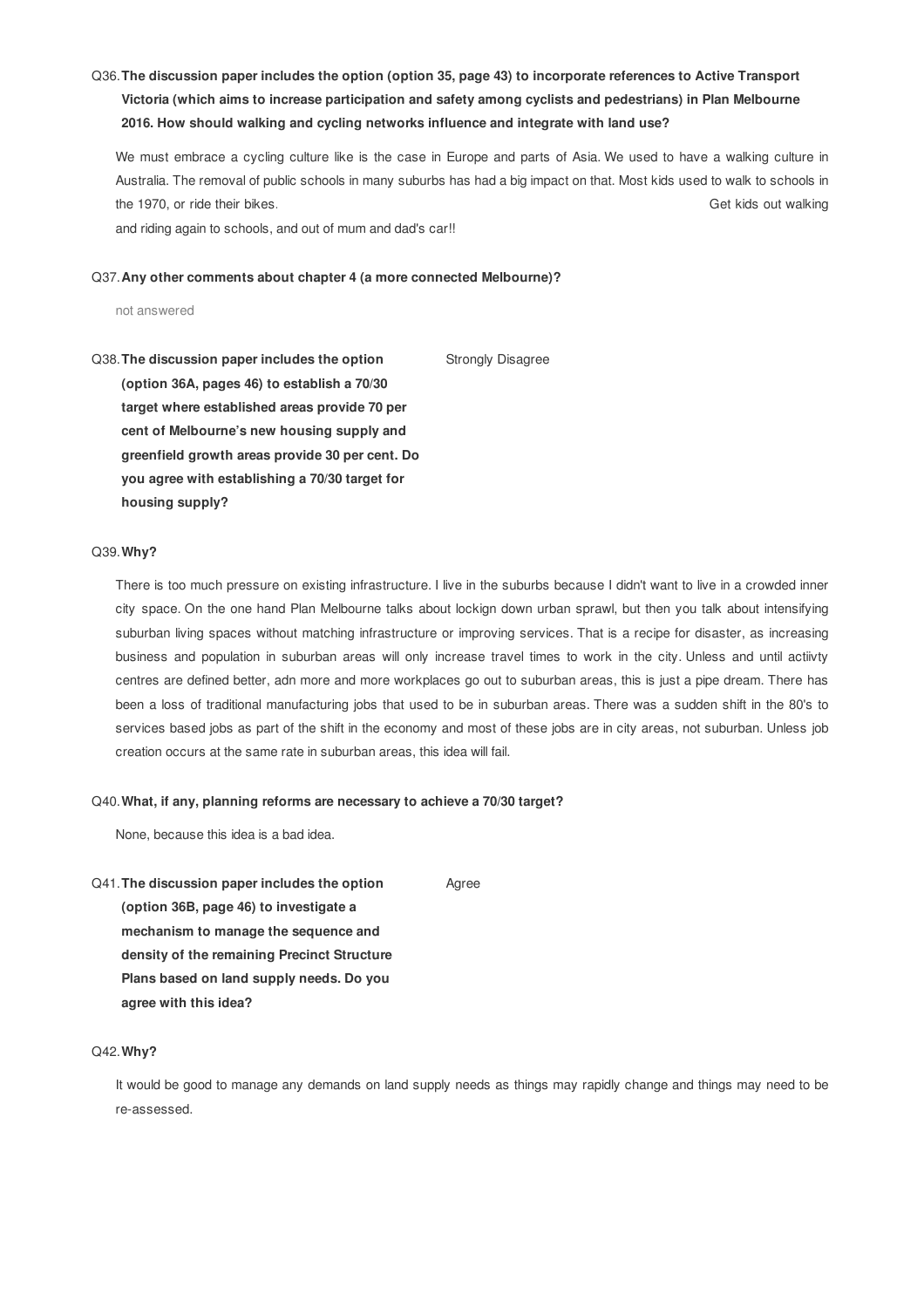**Q36. The discussion paper includes the option (option 35, page 43) to incorporate references to Active Transport Victoria (which aims to increase participation and safety among cyclists and pedestrians) in Plan Melbourne 2016. How should walking and cycling networks influence and integrate with land use?**

We must embrace a cycling culture like is the case in Europe and parts of Asia. We used to have a walking culture in Australia. The removal of public schools in many suburbs has had a big impact on that. Most kids used to walk to schools in the 1970, or ride their bikes. Get kids out walking and riding again to schools, and out of mum and dad's car!!

**Q37. Any other comments about chapter 4 (a more connected Melbourne)?**

not answered

**Q38. The discussion paper includes the option (option 36A, pages 46) to establish a 70/30 target where established areas provide 70 per cent of Melbourne's new housing supply and greenfield growth areas provide 30 per cent. Do you agree with establishing a 70/30 target for housing supply?**

Strongly Disagree

**Q39. Why?**

There is too much pressure on existing infrastructure. I live in the suburbs because I didn't want to live in a crowded inner city space. On the one hand Plan Melbourne talks about lockign down urban sprawl, but then you talk about intensifying suburban living spaces without matching infrastructure or improving services. That is a recipe for disaster, as increasing business and population in suburban areas will only increase travel times to work in the city. Unless and until actiivty centres are defined better, adn more and more workplaces go out to suburban areas, this is just a pipe dream. There has been a loss of traditional manufacturing jobs that used to be in suburban areas. There was a sudden shift in the 80's to services based jobs as part of the shift in the economy and most of these jobs are in city areas, not suburban. Unless job creation occurs at the same rate in suburban areas, this idea will fail.

**Q40. What, if any, planning reforms are necessary to achieve a 70/30 target?**

None, because this idea is a bad idea.

**Q41. The discussion paper includes the option (option 36B, page 46) to investigate a mechanism to manage the sequence and density of the remaining Precinct Structure Plans based on land supply needs. Do you agree with this idea?**

Agree

**Q42. Why?**

It would be good to manage any demands on land supply needs as things may rapidly change and things may need to be re-assessed.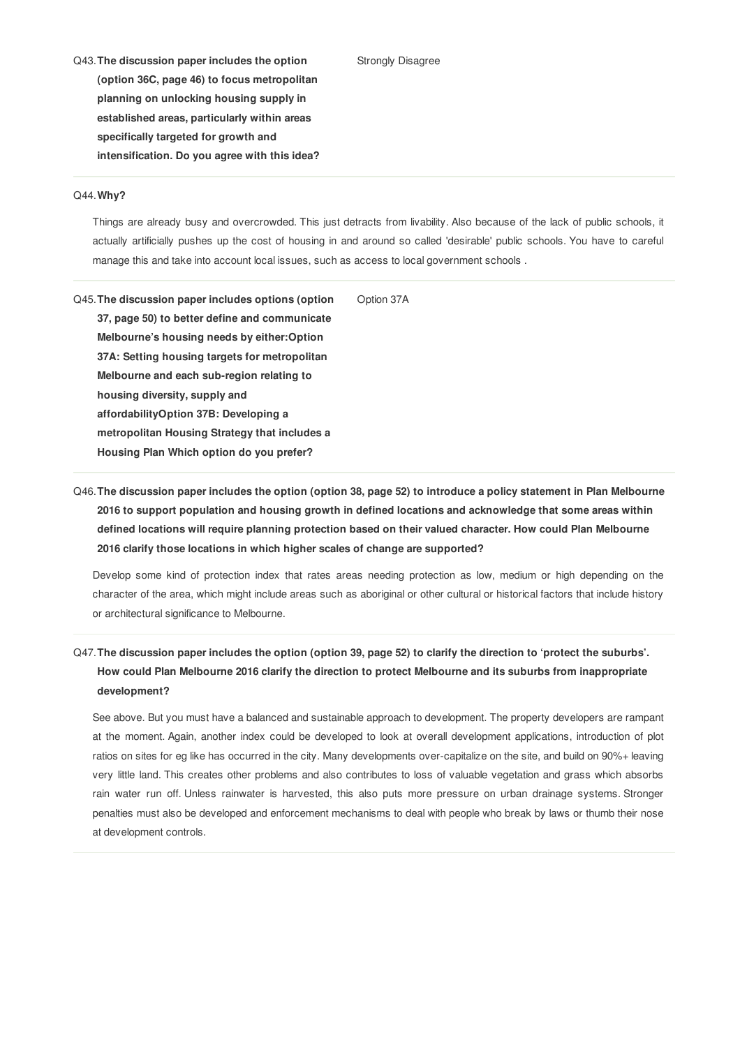**Q43. The discussion paper includes the option (option 36C, page 46) to focus metropolitan planning on unlocking housing supply in established areas, particularly within areas specifically targeted for growth and intensification. Do you agree with this idea?**

Strongly Disagree

---

**Q44. Why?**

Things are already busy and overcrowded. This just detracts from livability. Also because of the lack of public schools, it actually artificially pushes up the cost of housing in and around so called 'desirable' public schools. You have to careful manage this and take into account local issues, such as access to local government schools .

---

**Q45. The discussion paper includes options (option 37, page 50) to better define and communicate Melbourne's housing needs by either:Option 37A: Setting housing targets for metropolitan Melbourne and each sub-region relating to housing diversity, supply and affordabilityOption 37B: Developing a metropolitan Housing Strategy that includes a Housing Plan Which option do you prefer?**

Option 37A

---

**Q46. The discussion paper includes the option (option 38, page 52) to introduce a policy statement in Plan Melbourne 2016 to support population and housing growth in defined locations and acknowledge that some areas within defined locations will require planning protection based on their valued character. How could Plan Melbourne 2016 clarify those locations in which higher scales of change are supported?**

Develop some kind of protection index that rates areas needing protection as low, medium or high depending on the character of the area, which might include areas such as aboriginal or other cultural or historical factors that include history or architectural significance to Melbourne.

---

**Q47. The discussion paper includes the option (option 39, page 52) to clarify the direction to 'protect the suburbs'. How could Plan Melbourne 2016 clarify the direction to protect Melbourne and its suburbs from inappropriate development?**

See above. But you must have a balanced and sustainable approach to development. The property developers are rampant at the moment. Again, another index could be developed to look at overall development applications, introduction of plot ratios on sites for eg like has occurred in the city. Many developments over-capitalize on the site, and build on 90%+ leaving very little land. This creates other problems and also contributes to loss of valuable vegetation and grass which absorbs rain water run off. Unless rainwater is harvested, this also puts more pressure on urban drainage systems. Stronger penalties must also be developed and enforcement mechanisms to deal with people who break by laws or thumb their nose at development controls.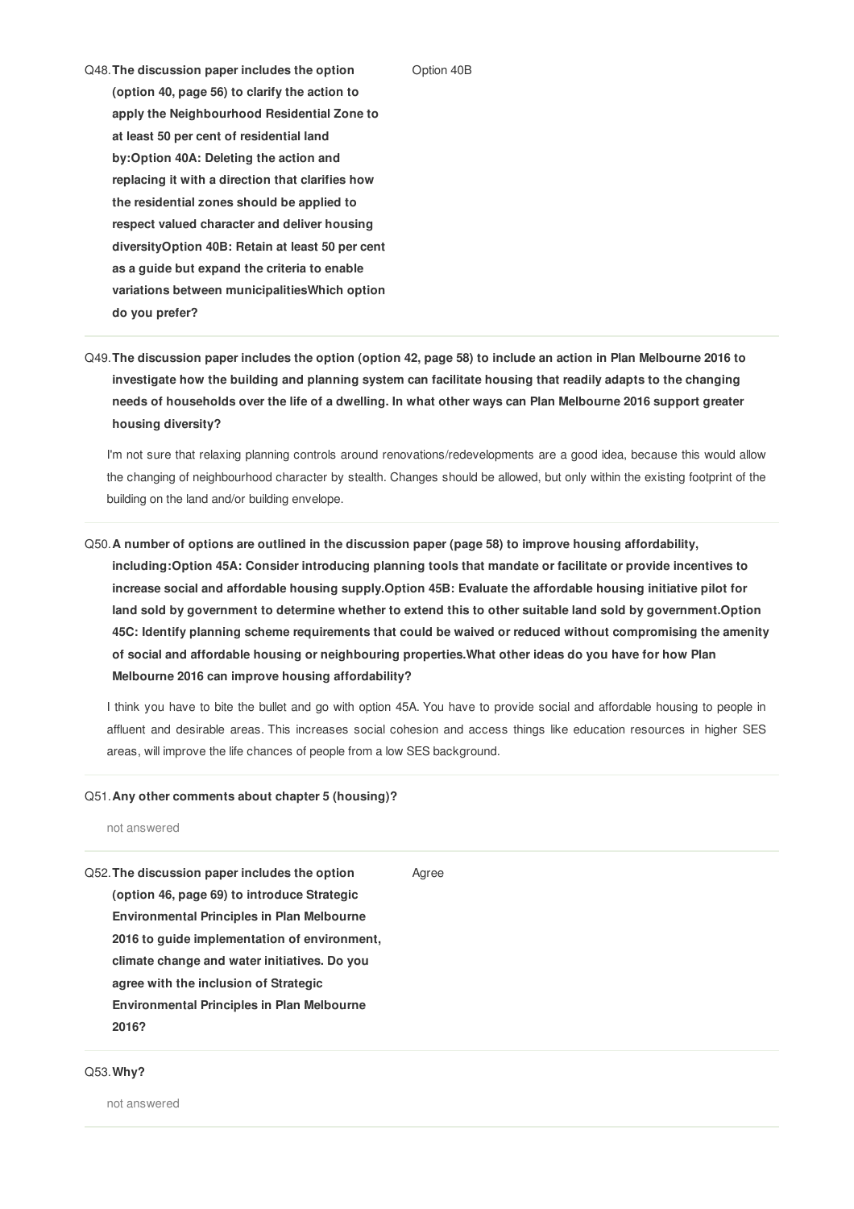Q48. **The discussion paper includes the option (option 40, page 56) to clarify the action to apply the Neighbourhood Residential Zone to at least 50 per cent of residential land by:Option 40A: Deleting the action and replacing it with a direction that clarifies how the residential zones should be applied to respect valued character and deliver housing diversityOption 40B: Retain at least 50 per cent as a guide but expand the criteria to enable variations between municipalitiesWhich option do you prefer?**

Option 40B

---

Q49. **The discussion paper includes the option (option 42, page 58) to include an action in Plan Melbourne 2016 to investigate how the building and planning system can facilitate housing that readily adapts to the changing needs of households over the life of a dwelling. In what other ways can Plan Melbourne 2016 support greater housing diversity?**

I'm not sure that relaxing planning controls around renovations/redevelopments are a good idea, because this would allow the changing of neighbourhood character by stealth. Changes should be allowed, but only within the existing footprint of the building on the land and/or building envelope.

---

Q50. **A number of options are outlined in the discussion paper (page 58) to improve housing affordability, including:Option 45A: Consider introducing planning tools that mandate or facilitate or provide incentives to increase social and affordable housing supply.Option 45B: Evaluate the affordable housing initiative pilot for land sold by government to determine whether to extend this to other suitable land sold by government.Option 45C: Identify planning scheme requirements that could be waived or reduced without compromising the amenity of social and affordable housing or neighbouring properties.What other ideas do you have for how Plan Melbourne 2016 can improve housing affordability?**

I think you have to bite the bullet and go with option 45A. You have to provide social and affordable housing to people in affluent and desirable areas. This increases social cohesion and access things like education resources in higher SES areas, will improve the life chances of people from a low SES background.

---

Q51. **Any other comments about chapter 5 (housing)?**

not answered

---

Q52. **The discussion paper includes the option (option 46, page 69) to introduce Strategic Environmental Principles in Plan Melbourne 2016 to guide implementation of environment, climate change and water initiatives. Do you agree with the inclusion of Strategic Environmental Principles in Plan Melbourne 2016?**

Agree

---

Q53. **Why?**

not answered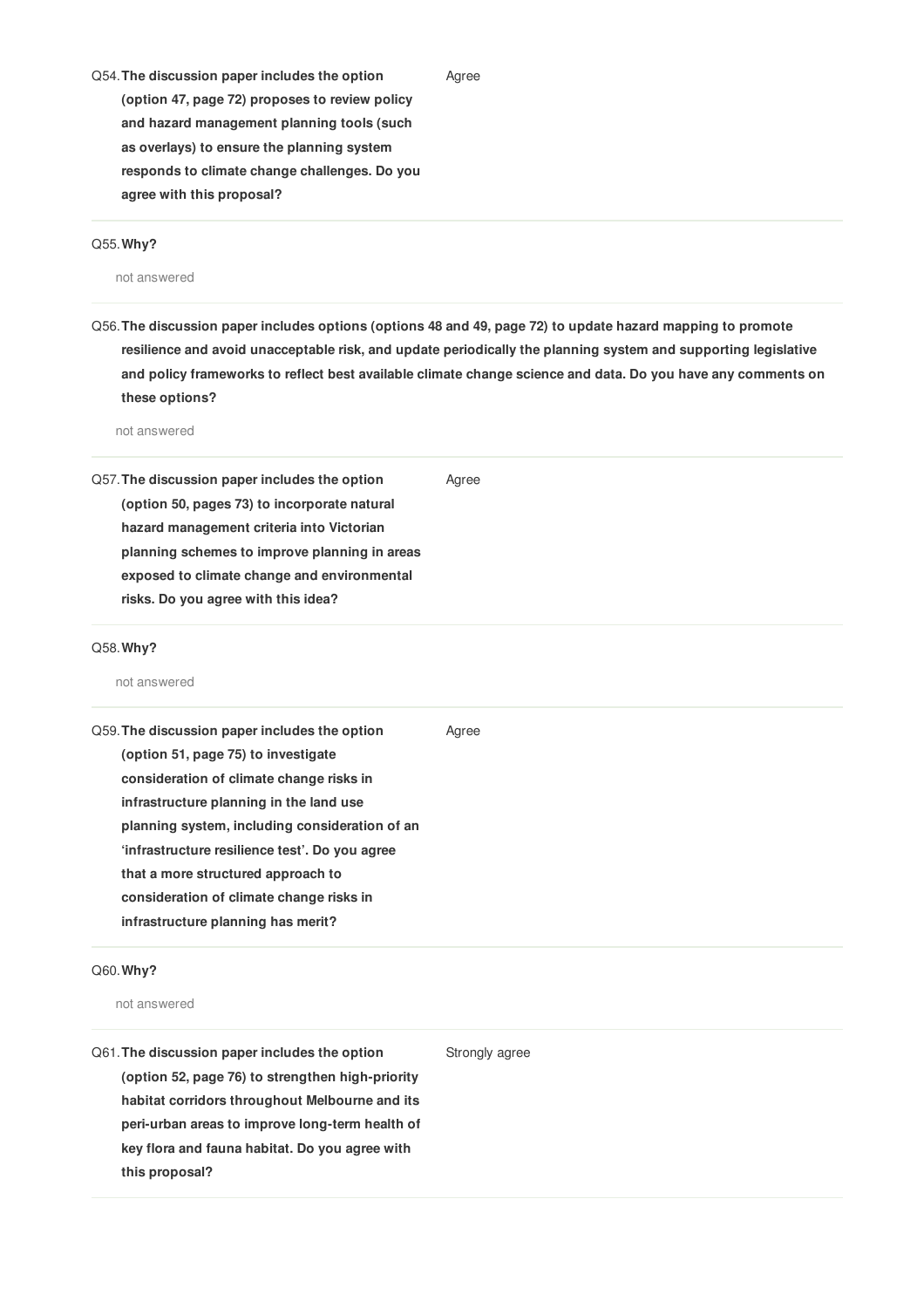Q54. **The discussion paper includes the option (option 47, page 72) proposes to review policy and hazard management planning tools (such as overlays) to ensure the planning system responds to climate change challenges. Do you agree with this proposal?**

Agree

Q55. **Why?**

not answered

Q56. **The discussion paper includes options (options 48 and 49, page 72) to update hazard mapping to promote resilience and avoid unacceptable risk, and update periodically the planning system and supporting legislative and policy frameworks to reflect best available climate change science and data. Do you have any comments on these options?**

not answered

Q57. **The discussion paper includes the option (option 50, pages 73) to incorporate natural hazard management criteria into Victorian planning schemes to improve planning in areas exposed to climate change and environmental risks. Do you agree with this idea?**

Agree

Q58. **Why?**

not answered

Q59. **The discussion paper includes the option (option 51, page 75) to investigate consideration of climate change risks in infrastructure planning in the land use planning system, including consideration of an 'infrastructure resilience test'. Do you agree that a more structured approach to consideration of climate change risks in infrastructure planning has merit?**

Agree

Q60. **Why?**

not answered

Q61. **The discussion paper includes the option (option 52, page 76) to strengthen high-priority habitat corridors throughout Melbourne and its peri-urban areas to improve long-term health of key flora and fauna habitat. Do you agree with this proposal?**

Strongly agree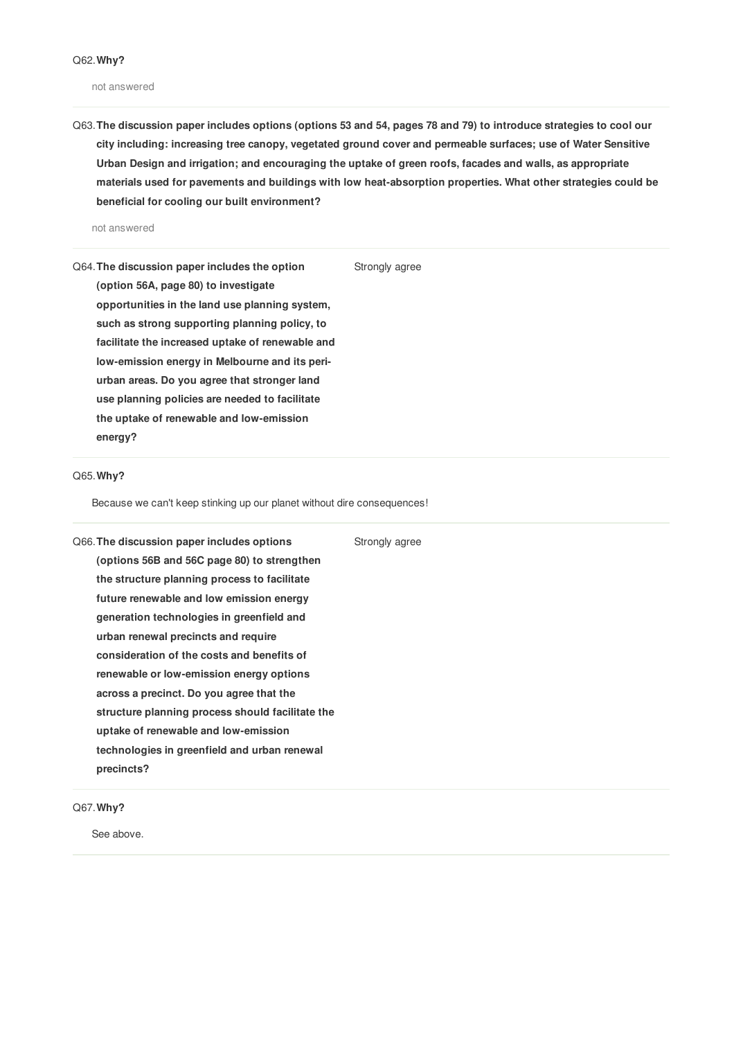Q62. **Why?**

not answered

Q63. **The discussion paper includes options (options 53 and 54, pages 78 and 79) to introduce strategies to cool our city including: increasing tree canopy, vegetated ground cover and permeable surfaces; use of Water Sensitive Urban Design and irrigation; and encouraging the uptake of green roofs, facades and walls, as appropriate materials used for pavements and buildings with low heat-absorption properties. What other strategies could be beneficial for cooling our built environment?**

not answered

Q64. **The discussion paper includes the option (option 56A, page 80) to investigate opportunities in the land use planning system, such as strong supporting planning policy, to facilitate the increased uptake of renewable and low-emission energy in Melbourne and its peri-urban areas. Do you agree that stronger land use planning policies are needed to facilitate the uptake of renewable and low-emission energy?**

Strongly agree

Q65. **Why?**

Because we can't keep stinking up our planet without dire consequences!

Q66. **The discussion paper includes options (options 56B and 56C page 80) to strengthen the structure planning process to facilitate future renewable and low emission energy generation technologies in greenfield and urban renewal precincts and require consideration of the costs and benefits of renewable or low-emission energy options across a precinct. Do you agree that the structure planning process should facilitate the uptake of renewable and low-emission technologies in greenfield and urban renewal precincts?**

Strongly agree

Q67. **Why?**

See above.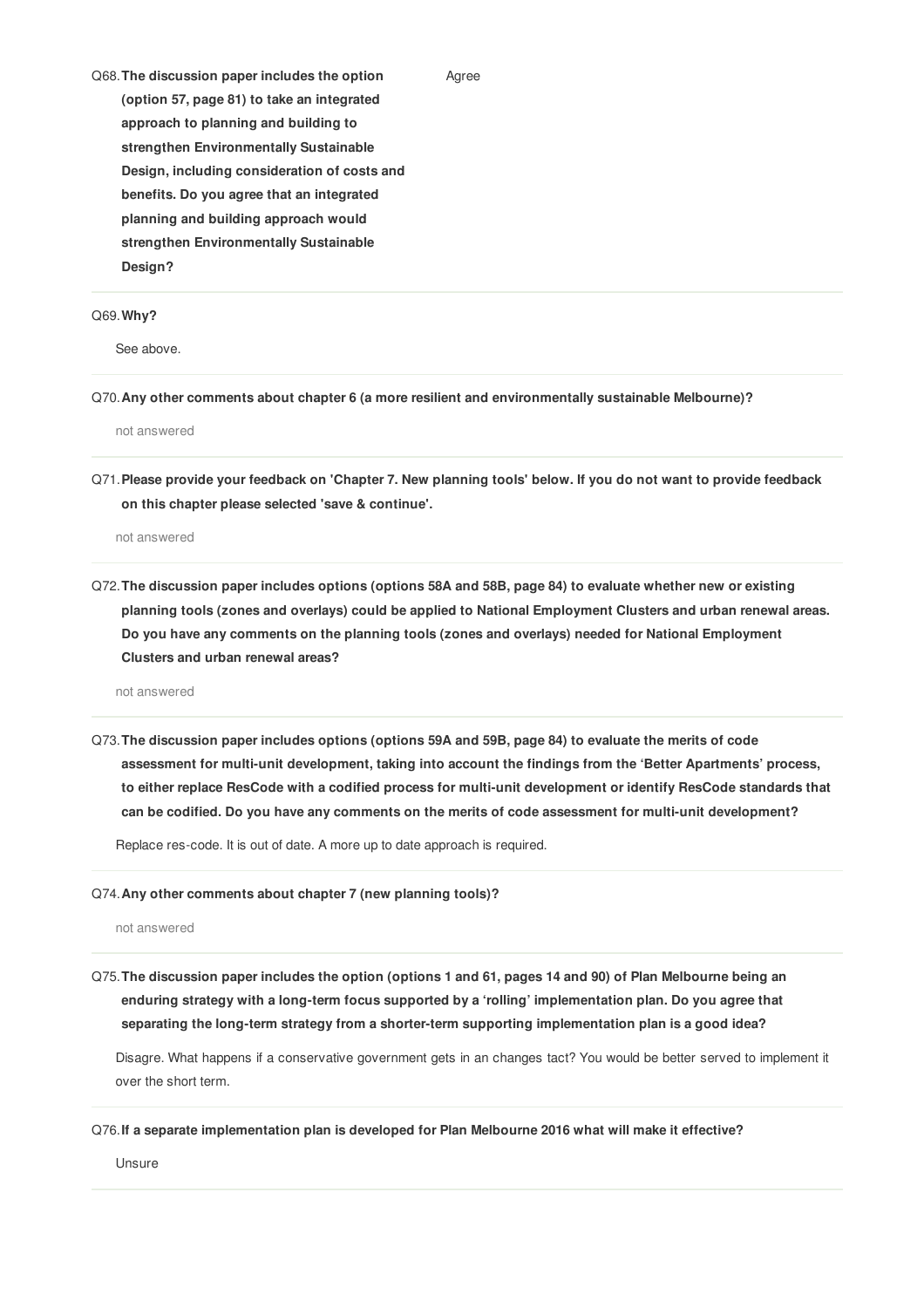Q68. **The discussion paper includes the option (option 57, page 81) to take an integrated approach to planning and building to strengthen Environmentally Sustainable Design, including consideration of costs and benefits. Do you agree that an integrated planning and building approach would strengthen Environmentally Sustainable Design?**

Agree

---

Q69. **Why?**

See above.

---

Q70. **Any other comments about chapter 6 (a more resilient and environmentally sustainable Melbourne)?**

not answered

---

Q71. **Please provide your feedback on 'Chapter 7. New planning tools' below. If you do not want to provide feedback on this chapter please selected 'save & continue'.**

not answered

---

Q72. **The discussion paper includes options (options 58A and 58B, page 84) to evaluate whether new or existing planning tools (zones and overlays) could be applied to National Employment Clusters and urban renewal areas. Do you have any comments on the planning tools (zones and overlays) needed for National Employment Clusters and urban renewal areas?**

not answered

---

Q73. **The discussion paper includes options (options 59A and 59B, page 84) to evaluate the merits of code assessment for multi-unit development, taking into account the findings from the 'Better Apartments' process, to either replace ResCode with a codified process for multi-unit development or identify ResCode standards that can be codified. Do you have any comments on the merits of code assessment for multi-unit development?**

Replace res-code. It is out of date. A more up to date approach is required.

---

Q74. **Any other comments about chapter 7 (new planning tools)?**

not answered

---

Q75. **The discussion paper includes the option (options 1 and 61, pages 14 and 90) of Plan Melbourne being an enduring strategy with a long-term focus supported by a 'rolling' implementation plan. Do you agree that separating the long-term strategy from a shorter-term supporting implementation plan is a good idea?**

Disagre. What happens if a conservative government gets in an changes tact? You would be better served to implement it over the short term.

---

Q76. **If a separate implementation plan is developed for Plan Melbourne 2016 what will make it effective?**

Unsure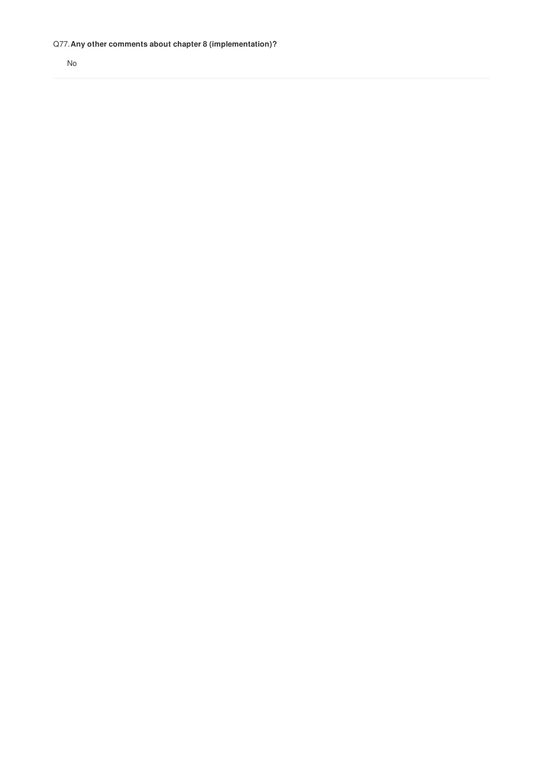Q77. **Any other comments about chapter 8 (implementation)?**

No